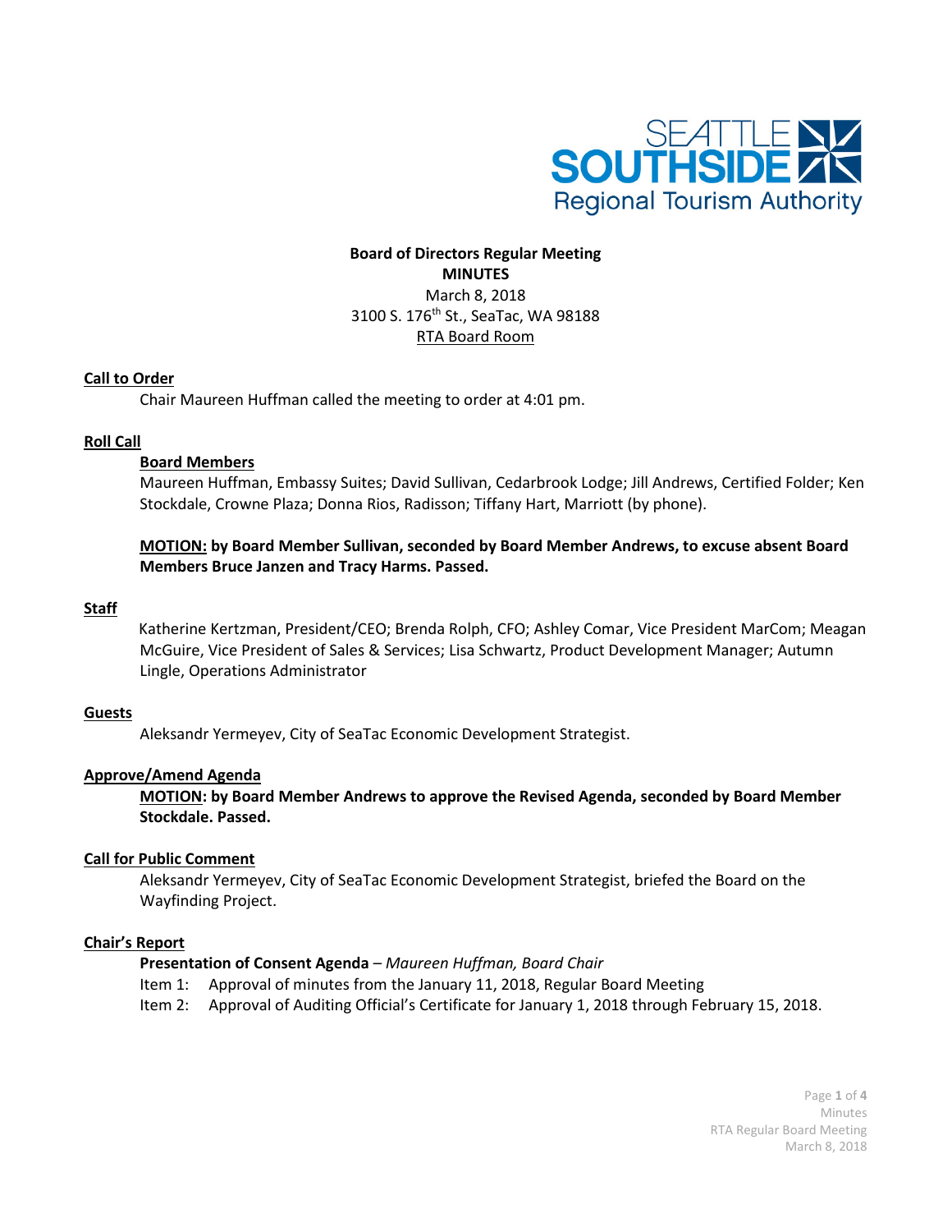SEATTLE SOUTHSIDE Regional Tourism Authority

**Board of Directors Regular Meeting**
**MINUTES**
March 8, 2018
3100 S. 176th St., SeaTac, WA 98188
RTA Board Room

## Call to Order

Chair Maureen Huffman called the meeting to order at 4:01 pm.

## Roll Call

### Board Members

Maureen Huffman, Embassy Suites; David Sullivan, Cedarbrook Lodge; Jill Andrews, Certified Folder; Ken Stockdale, Crowne Plaza; Donna Rios, Radisson; Tiffany Hart, Marriott (by phone).

**MOTION: by Board Member Sullivan, seconded by Board Member Andrews, to excuse absent Board Members Bruce Janzen and Tracy Harms. Passed.**

## Staff

Katherine Kertzman, President/CEO; Brenda Rolph, CFO; Ashley Comar, Vice President MarCom; Meagan McGuire, Vice President of Sales & Services; Lisa Schwartz, Product Development Manager; Autumn Lingle, Operations Administrator

## Guests

Aleksandr Yermeyev, City of SeaTac Economic Development Strategist.

## Approve/Amend Agenda

**MOTION: by Board Member Andrews to approve the Revised Agenda, seconded by Board Member Stockdale. Passed.**

## Call for Public Comment

Aleksandr Yermeyev, City of SeaTac Economic Development Strategist, briefed the Board on the Wayfinding Project.

## Chair's Report

**Presentation of Consent Agenda** – *Maureen Huffman, Board Chair*

Item 1: Approval of minutes from the January 11, 2018, Regular Board Meeting

Item 2: Approval of Auditing Official's Certificate for January 1, 2018 through February 15, 2018.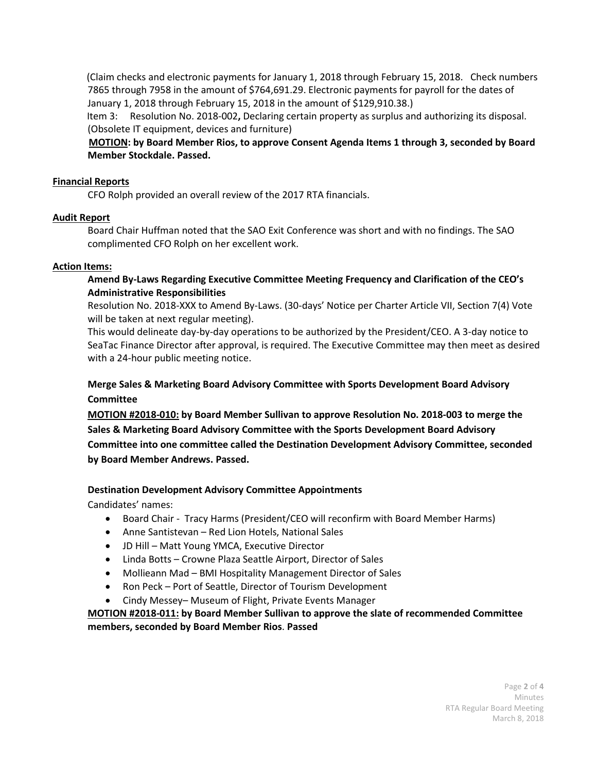(Claim checks and electronic payments for January 1, 2018 through February 15, 2018. Check numbers 7865 through 7958 in the amount of $764,691.29. Electronic payments for payroll for the dates of January 1, 2018 through February 15, 2018 in the amount of $129,910.38.)

Item 3: Resolution No. 2018-002**,** Declaring certain property as surplus and authorizing its disposal. (Obsolete IT equipment, devices and furniture)

**MOTION: by Board Member Rios, to approve Consent Agenda Items 1 through 3, seconded by Board Member Stockdale. Passed.**

**Financial Reports**

CFO Rolph provided an overall review of the 2017 RTA financials.

**Audit Report**

Board Chair Huffman noted that the SAO Exit Conference was short and with no findings. The SAO complimented CFO Rolph on her excellent work.

**Action Items:**

**Amend By-Laws Regarding Executive Committee Meeting Frequency and Clarification of the CEO's Administrative Responsibilities**

Resolution No. 2018-XXX to Amend By-Laws. (30-days' Notice per Charter Article VII, Section 7(4) Vote will be taken at next regular meeting).

This would delineate day-by-day operations to be authorized by the President/CEO. A 3-day notice to SeaTac Finance Director after approval, is required. The Executive Committee may then meet as desired with a 24-hour public meeting notice.

**Merge Sales & Marketing Board Advisory Committee with Sports Development Board Advisory Committee**

**MOTION #2018-010: by Board Member Sullivan to approve Resolution No. 2018-003 to merge the Sales & Marketing Board Advisory Committee with the Sports Development Board Advisory Committee into one committee called the Destination Development Advisory Committee, seconded by Board Member Andrews. Passed.**

**Destination Development Advisory Committee Appointments**

Candidates' names:

- Board Chair - Tracy Harms (President/CEO will reconfirm with Board Member Harms)
- Anne Santistevan – Red Lion Hotels, National Sales
- JD Hill – Matt Young YMCA, Executive Director
- Linda Botts – Crowne Plaza Seattle Airport, Director of Sales
- Mollieann Mad – BMI Hospitality Management Director of Sales
- Ron Peck – Port of Seattle, Director of Tourism Development
- Cindy Messey– Museum of Flight, Private Events Manager

**MOTION #2018-011: by Board Member Sullivan to approve the slate of recommended Committee members, seconded by Board Member Rios**. **Passed**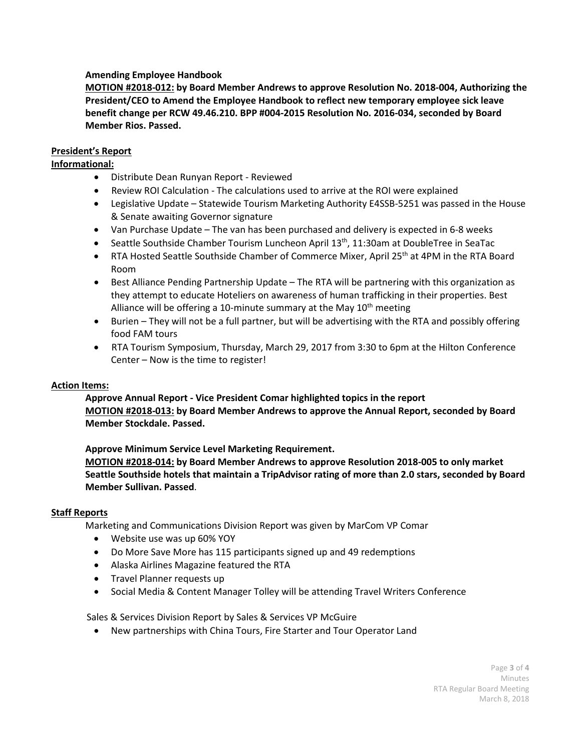**Amending Employee Handbook**

**<u>MOTION #2018-012:</u> by Board Member Andrews to approve Resolution No. 2018-004, Authorizing the President/CEO to Amend the Employee Handbook to reflect new temporary employee sick leave benefit change per RCW 49.46.210. BPP #004-2015 Resolution No. 2016-034, seconded by Board Member Rios. Passed.**

**<u>President's Report</u>**

**<u>Informational:</u>**

- Distribute Dean Runyan Report - Reviewed
- Review ROI Calculation - The calculations used to arrive at the ROI were explained
- Legislative Update – Statewide Tourism Marketing Authority E4SSB-5251 was passed in the House & Senate awaiting Governor signature
- Van Purchase Update – The van has been purchased and delivery is expected in 6-8 weeks
- Seattle Southside Chamber Tourism Luncheon April 13th, 11:30am at DoubleTree in SeaTac
- RTA Hosted Seattle Southside Chamber of Commerce Mixer, April 25th at 4PM in the RTA Board Room
- Best Alliance Pending Partnership Update – The RTA will be partnering with this organization as they attempt to educate Hoteliers on awareness of human trafficking in their properties. Best Alliance will be offering a 10-minute summary at the May 10th meeting
- Burien – They will not be a full partner, but will be advertising with the RTA and possibly offering food FAM tours
- RTA Tourism Symposium, Thursday, March 29, 2017 from 3:30 to 6pm at the Hilton Conference Center – Now is the time to register!

**<u>Action Items:</u>**

**Approve Annual Report - Vice President Comar highlighted topics in the report**

**<u>MOTION #2018-013:</u> by Board Member Andrews to approve the Annual Report, seconded by Board Member Stockdale. Passed.**

**Approve Minimum Service Level Marketing Requirement.**

**<u>MOTION #2018-014:</u> by Board Member Andrews to approve Resolution 2018-005 to only market Seattle Southside hotels that maintain a TripAdvisor rating of more than 2.0 stars, seconded by Board Member Sullivan. Passed**.

**<u>Staff Reports</u>**

Marketing and Communications Division Report was given by MarCom VP Comar

- Website use was up 60% YOY
- Do More Save More has 115 participants signed up and 49 redemptions
- Alaska Airlines Magazine featured the RTA
- Travel Planner requests up
- Social Media & Content Manager Tolley will be attending Travel Writers Conference

Sales & Services Division Report by Sales & Services VP McGuire

- New partnerships with China Tours, Fire Starter and Tour Operator Land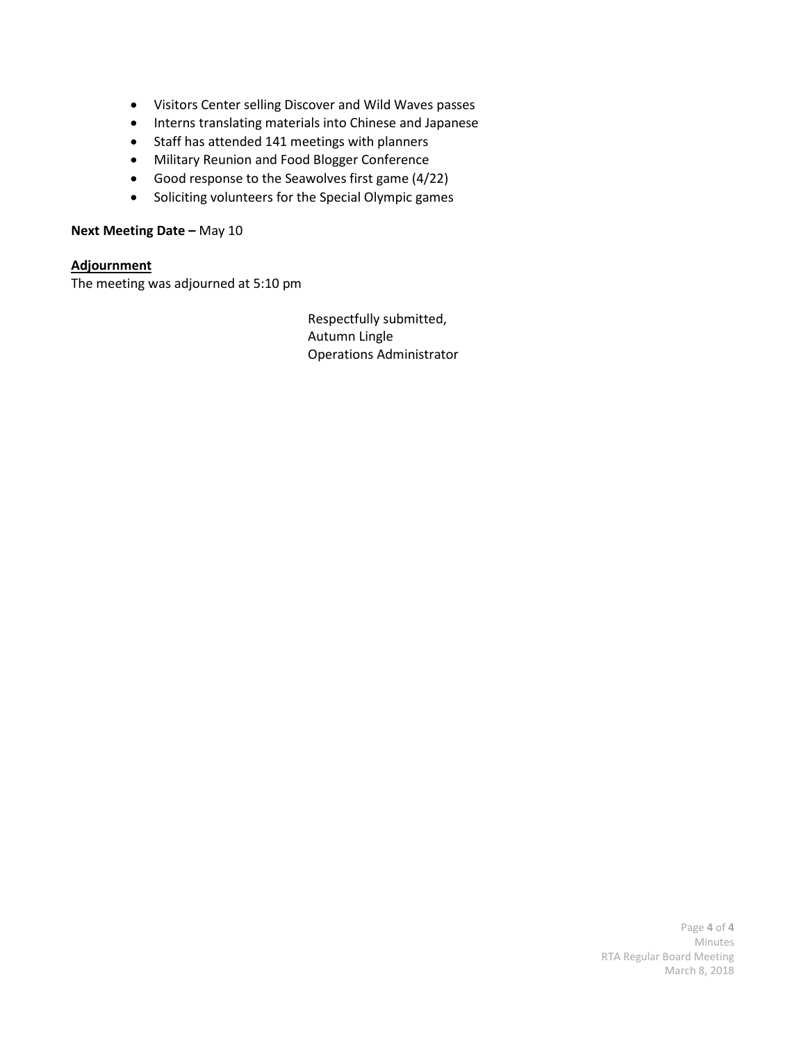- Visitors Center selling Discover and Wild Waves passes
- Interns translating materials into Chinese and Japanese
- Staff has attended 141 meetings with planners
- Military Reunion and Food Blogger Conference
- Good response to the Seawolves first game (4/22)
- Soliciting volunteers for the Special Olympic games

**Next Meeting Date –** May 10

**Adjournment**

The meeting was adjourned at 5:10 pm

Respectfully submitted,
Autumn Lingle
Operations Administrator